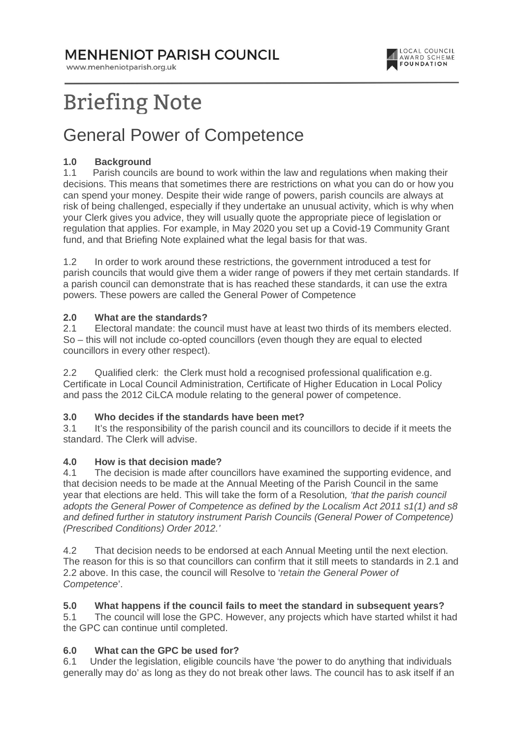**MENHENIOT PARISH COUNCIL**

www.menheniotparish.org.uk

LOCAL COUNCIL AWARD SCHEME FOUNDATION

# Briefing Note

## General Power of Competence

**1.0 Background**

1.1 Parish councils are bound to work within the law and regulations when making their decisions. This means that sometimes there are restrictions on what you can do or how you can spend your money. Despite their wide range of powers, parish councils are always at risk of being challenged, especially if they undertake an unusual activity, which is why when your Clerk gives you advice, they will usually quote the appropriate piece of legislation or regulation that applies. For example, in May 2020 you set up a Covid-19 Community Grant fund, and that Briefing Note explained what the legal basis for that was.

1.2 In order to work around these restrictions, the government introduced a test for parish councils that would give them a wider range of powers if they met certain standards. If a parish council can demonstrate that is has reached these standards, it can use the extra powers. These powers are called the General Power of Competence

**2.0 What are the standards?**

2.1 Electoral mandate: the council must have at least two thirds of its members elected. So – this will not include co-opted councillors (even though they are equal to elected councillors in every other respect).

2.2 Qualified clerk: the Clerk must hold a recognised professional qualification e.g. Certificate in Local Council Administration, Certificate of Higher Education in Local Policy and pass the 2012 CiLCA module relating to the general power of competence.

**3.0 Who decides if the standards have been met?**

3.1 It's the responsibility of the parish council and its councillors to decide if it meets the standard. The Clerk will advise.

**4.0 How is that decision made?**

4.1 The decision is made after councillors have examined the supporting evidence, and that decision needs to be made at the Annual Meeting of the Parish Council in the same year that elections are held. This will take the form of a Resolution*, 'that the parish council adopts the General Power of Competence as defined by the Localism Act 2011 s1(1) and s8 and defined further in statutory instrument Parish Councils (General Power of Competence) (Prescribed Conditions) Order 2012.'*

4.2 That decision needs to be endorsed at each Annual Meeting until the next election. The reason for this is so that councillors can confirm that it still meets to standards in 2.1 and 2.2 above. In this case, the council will Resolve to '*retain the General Power of Competence*'.

**5.0 What happens if the council fails to meet the standard in subsequent years?**

5.1 The council will lose the GPC. However, any projects which have started whilst it had the GPC can continue until completed.

**6.0 What can the GPC be used for?**

6.1 Under the legislation, eligible councils have 'the power to do anything that individuals generally may do' as long as they do not break other laws. The council has to ask itself if an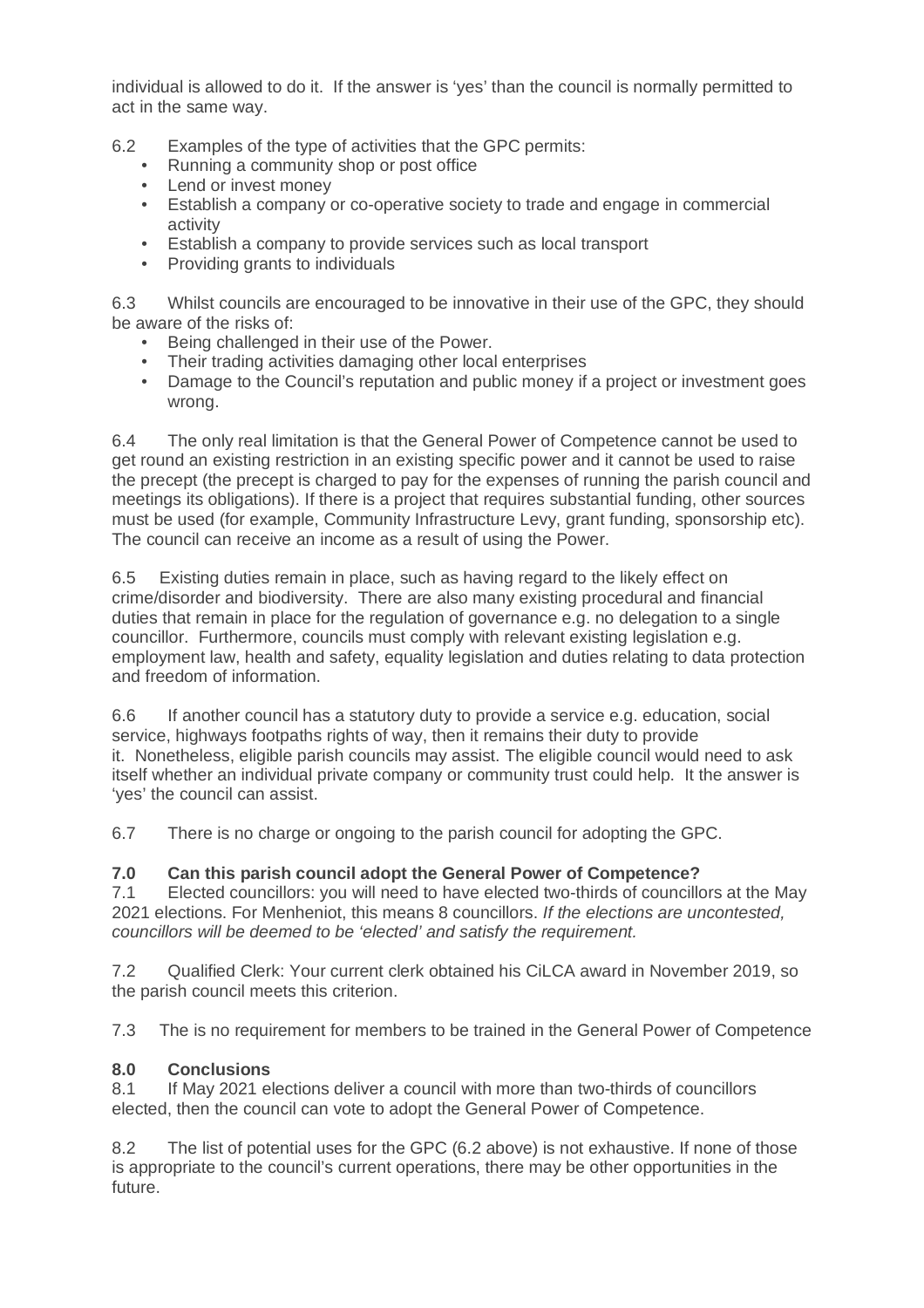individual is allowed to do it. If the answer is 'yes' than the council is normally permitted to act in the same way.

6.2 Examples of the type of activities that the GPC permits:

- Running a community shop or post office
- Lend or invest money
- Establish a company or co-operative society to trade and engage in commercial activity
- Establish a company to provide services such as local transport
- Providing grants to individuals

6.3 Whilst councils are encouraged to be innovative in their use of the GPC, they should be aware of the risks of:

- Being challenged in their use of the Power.
- Their trading activities damaging other local enterprises
- Damage to the Council's reputation and public money if a project or investment goes wrong.

6.4 The only real limitation is that the General Power of Competence cannot be used to get round an existing restriction in an existing specific power and it cannot be used to raise the precept (the precept is charged to pay for the expenses of running the parish council and meetings its obligations). If there is a project that requires substantial funding, other sources must be used (for example, Community Infrastructure Levy, grant funding, sponsorship etc). The council can receive an income as a result of using the Power.

6.5 Existing duties remain in place, such as having regard to the likely effect on crime/disorder and biodiversity. There are also many existing procedural and financial duties that remain in place for the regulation of governance e.g. no delegation to a single councillor. Furthermore, councils must comply with relevant existing legislation e.g. employment law, health and safety, equality legislation and duties relating to data protection and freedom of information.

6.6 If another council has a statutory duty to provide a service e.g. education, social service, highways footpaths rights of way, then it remains their duty to provide it. Nonetheless, eligible parish councils may assist. The eligible council would need to ask itself whether an individual private company or community trust could help. It the answer is 'yes' the council can assist.

6.7 There is no charge or ongoing to the parish council for adopting the GPC.

**7.0 Can this parish council adopt the General Power of Competence?**

7.1 Elected councillors: you will need to have elected two-thirds of councillors at the May 2021 elections. For Menheniot, this means 8 councillors. *If the elections are uncontested, councillors will be deemed to be 'elected' and satisfy the requirement.*

7.2 Qualified Clerk: Your current clerk obtained his CiLCA award in November 2019, so the parish council meets this criterion.

7.3 The is no requirement for members to be trained in the General Power of Competence

**8.0 Conclusions**

8.1 If May 2021 elections deliver a council with more than two-thirds of councillors elected, then the council can vote to adopt the General Power of Competence.

8.2 The list of potential uses for the GPC (6.2 above) is not exhaustive. If none of those is appropriate to the council's current operations, there may be other opportunities in the future.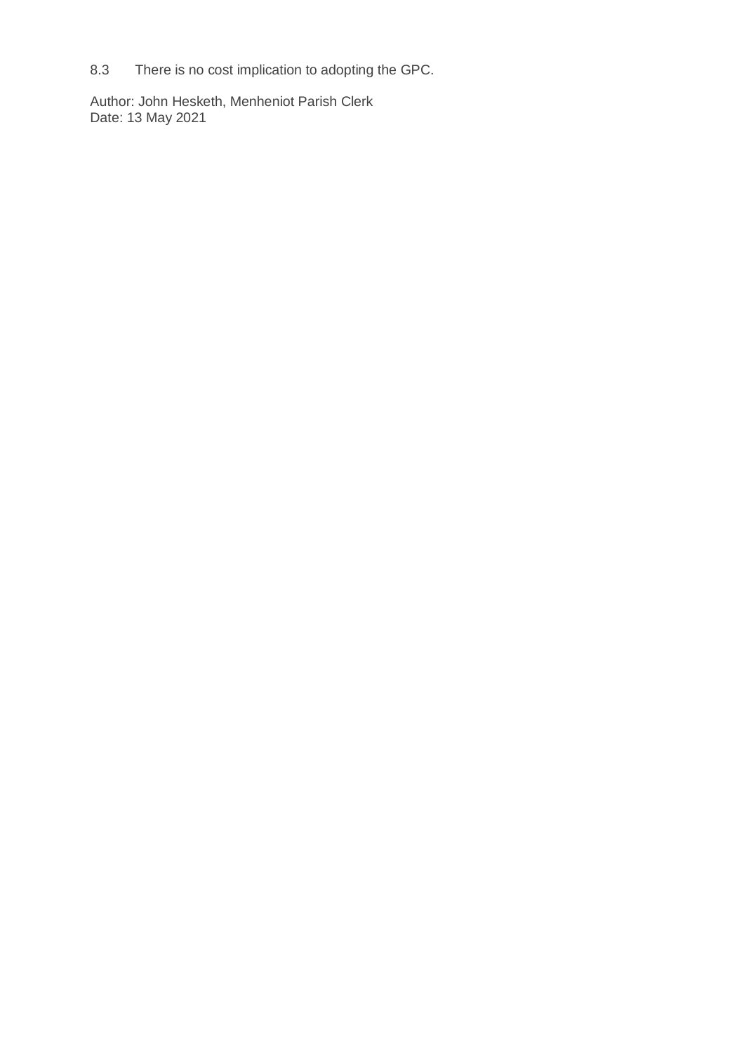8.3 There is no cost implication to adopting the GPC.

Author: John Hesketh, Menheniot Parish Clerk  
Date: 13 May 2021